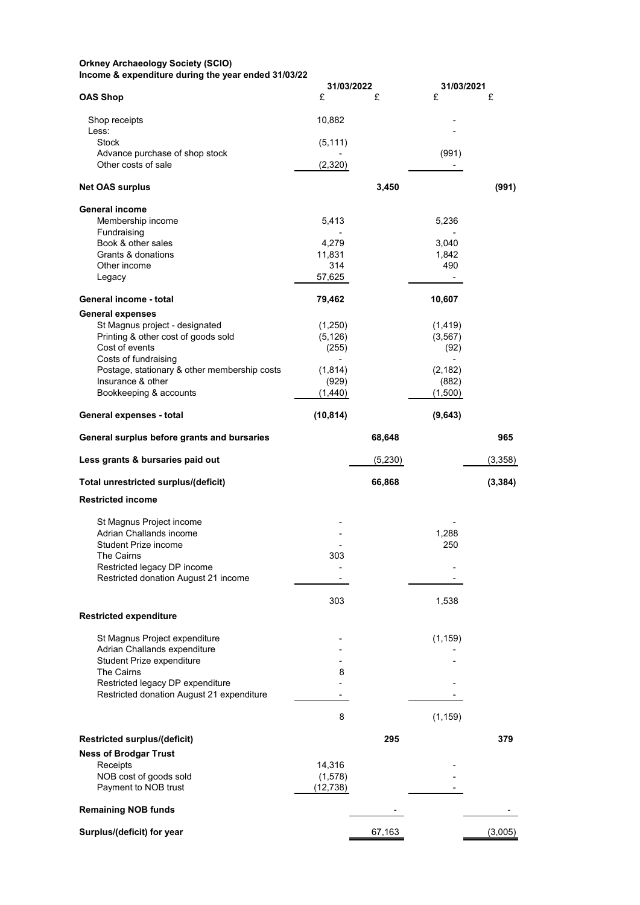**Orkney Archaeology Society (SCIO)**
**Income & expenditure during the year ended 31/03/22**

| | 31/03/2022 | | 31/03/2021 | |
|---|---|---|---|---|
| **OAS Shop** | £ | £ | £ | £ |
| Shop receipts | 10,882 | | - | |
| Less: | | | - | |
| Stock | (5,111) | | | |
| Advance purchase of shop stock | - | | (991) | |
| Other costs of sale | (2,320) | | - | |
| **Net OAS surplus** | | **3,450** | | **(991)** |
| **General income** | | | | |
| Membership income | 5,413 | | 5,236 | |
| Fundraising | - | | - | |
| Book & other sales | 4,279 | | 3,040 | |
| Grants & donations | 11,831 | | 1,842 | |
| Other income | 314 | | 490 | |
| Legacy | 57,625 | | - | |
| **General income - total** | **79,462** | | **10,607** | |
| **General expenses** | | | | |
| St Magnus project - designated | (1,250) | | (1,419) | |
| Printing & other cost of goods sold | (5,126) | | (3,567) | |
| Cost of events | (255) | | (92) | |
| Costs of fundraising | - | | - | |
| Postage, stationary & other membership costs | (1,814) | | (2,182) | |
| Insurance & other | (929) | | (882) | |
| Bookkeeping & accounts | (1,440) | | (1,500) | |
| **General expenses - total** | **(10,814)** | | **(9,643)** | |
| **General surplus before grants and bursaries** | | **68,648** | | **965** |
| **Less grants & bursaries paid out** | | (5,230) | | (3,358) |
| **Total unrestricted surplus/(deficit)** | | **66,868** | | **(3,384)** |
| **Restricted income** | | | | |
| St Magnus Project income | - | | - | |
| Adrian Challands income | - | | 1,288 | |
| Student Prize income | - | | 250 | |
| The Cairns | 303 | | | |
| Restricted legacy DP income | - | | - | |
| Restricted donation August 21 income | - | | - | |
| | 303 | | 1,538 | |
| **Restricted expenditure** | | | | |
| St Magnus Project expenditure | - | | (1,159) | |
| Adrian Challands expenditure | - | | - | |
| Student Prize expenditure | - | | - | |
| The Cairns | 8 | | | |
| Restricted legacy DP expenditure | - | | - | |
| Restricted donation August 21 expenditure | - | | - | |
| | 8 | | (1,159) | |
| **Restricted surplus/(deficit)** | | **295** | | **379** |
| **Ness of Brodgar Trust** | | | | |
| Receipts | 14,316 | | - | |
| NOB cost of goods sold | (1,578) | | - | |
| Payment to NOB trust | (12,738) | | - | |
| **Remaining NOB funds** | | - | | - |
| **Surplus/(deficit) for year** | | 67,163 | | (3,005) |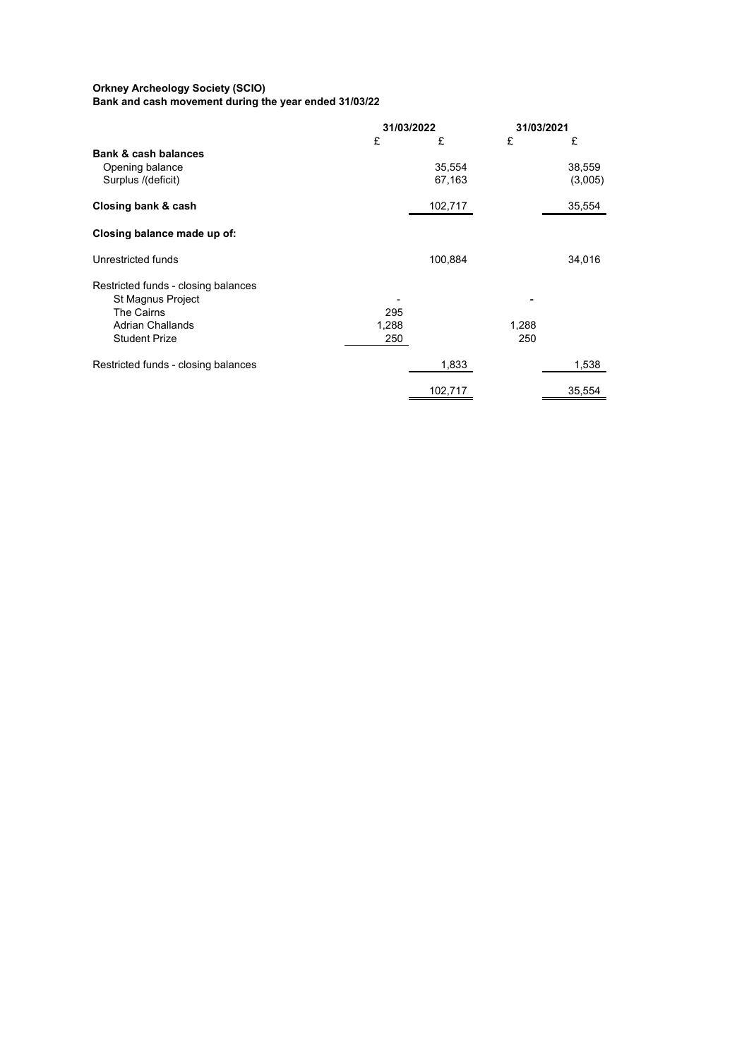**Orkney Archeology Society (SCIO)**
**Bank and cash movement during the year ended 31/03/22**

| | 31/03/2022 | | 31/03/2021 | |
|---|---|---|---|---|
| | £ | £ | £ | £ |
| **Bank & cash balances** | | | | |
| Opening balance | | 35,554 | | 38,559 |
| Surplus /(deficit) | | 67,163 | | (3,005) |
| **Closing bank & cash** | | 102,717 | | 35,554 |
| **Closing balance made up of:** | | | | |
| Unrestricted funds | | 100,884 | | 34,016 |
| Restricted funds - closing balances | | | | |
| St Magnus Project | - | | - | |
| The Cairns | 295 | | | |
| Adrian Challands | 1,288 | | 1,288 | |
| Student Prize | 250 | | 250 | |
| Restricted funds - closing balances | | 1,833 | | 1,538 |
| | | 102,717 | | 35,554 |